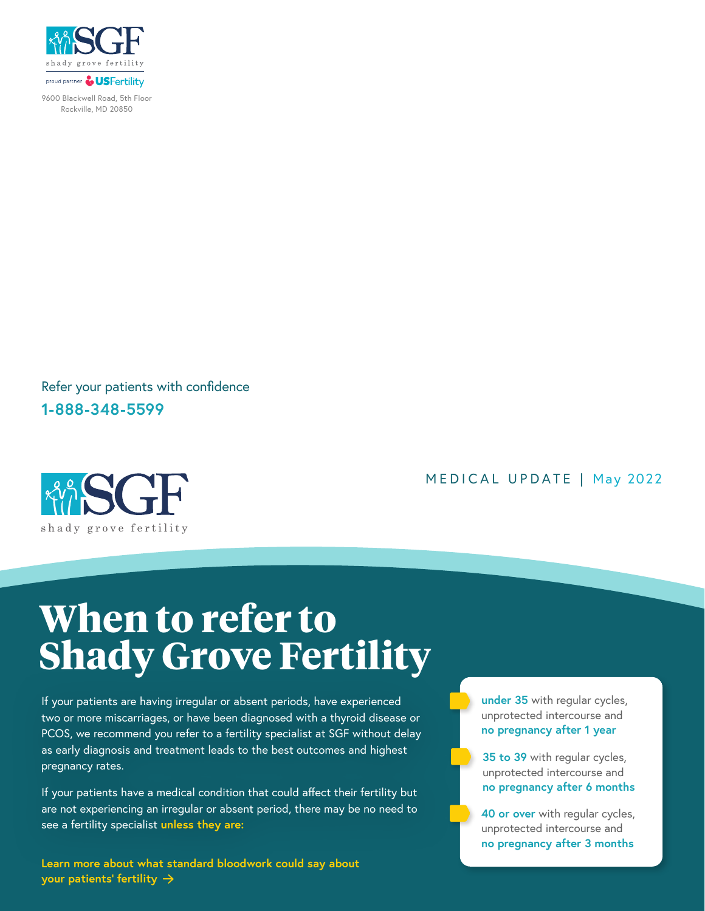SGF shady grove fertility

proud partner USFertility

9600 Blackwell Road, 5th Floor
Rockville, MD 20850

Refer your patients with confidence

**1-888-348-5599**

SGF shady grove fertility

MEDICAL UPDATE | May 2022

# When to refer to Shady Grove Fertility

If your patients are having irregular or absent periods, have experienced two or more miscarriages, or have been diagnosed with a thyroid disease or PCOS, we recommend you refer to a fertility specialist at SGF without delay as early diagnosis and treatment leads to the best outcomes and highest pregnancy rates.

If your patients have a medical condition that could affect their fertility but are not experiencing an irregular or absent period, there may be no need to see a fertility specialist **unless they are:**

- **under 35** with regular cycles, unprotected intercourse and **no pregnancy after 1 year**
- **35 to 39** with regular cycles, unprotected intercourse and **no pregnancy after 6 months**
- **40 or over** with regular cycles, unprotected intercourse and **no pregnancy after 3 months**

**Learn more about what standard bloodwork could say about your patients' fertility →**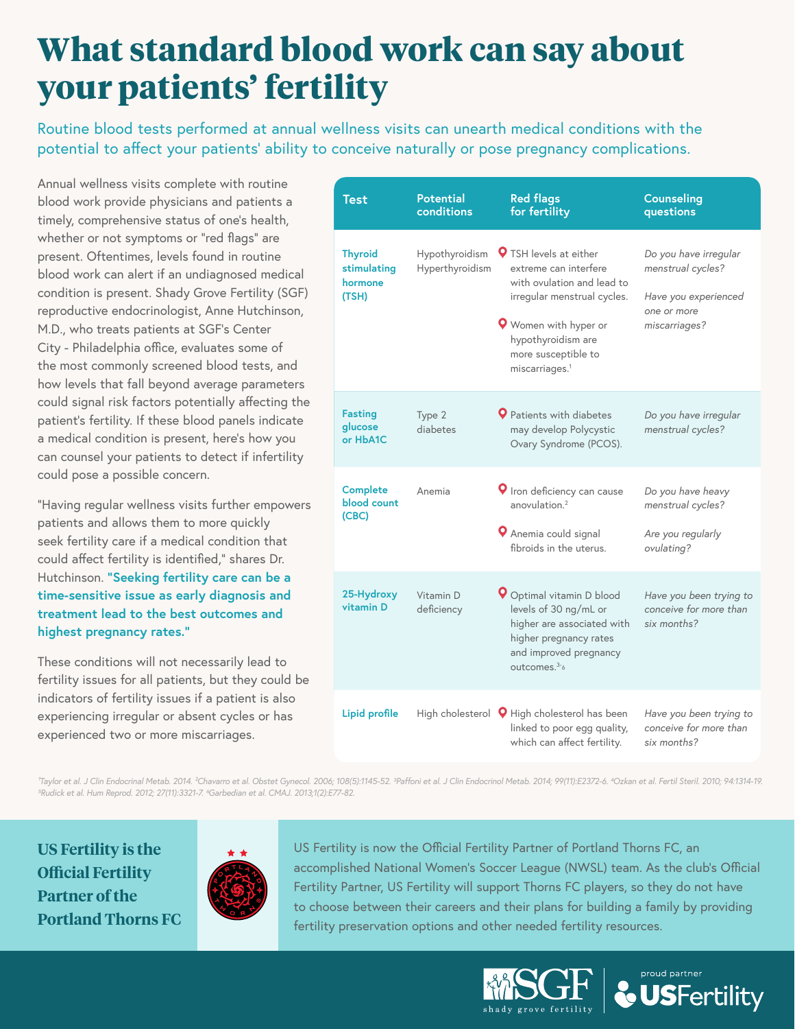# What standard blood work can say about your patients' fertility

Routine blood tests performed at annual wellness visits can unearth medical conditions with the potential to affect your patients' ability to conceive naturally or pose pregnancy complications.

Annual wellness visits complete with routine blood work provide physicians and patients a timely, comprehensive status of one's health, whether or not symptoms or "red flags" are present. Oftentimes, levels found in routine blood work can alert if an undiagnosed medical condition is present. Shady Grove Fertility (SGF) reproductive endocrinologist, Anne Hutchinson, M.D., who treats patients at SGF's Center City - Philadelphia office, evaluates some of the most commonly screened blood tests, and how levels that fall beyond average parameters could signal risk factors potentially affecting the patient's fertility. If these blood panels indicate a medical condition is present, here's how you can counsel your patients to detect if infertility could pose a possible concern.

"Having regular wellness visits further empowers patients and allows them to more quickly seek fertility care if a medical condition that could affect fertility is identified," shares Dr. Hutchinson. **"Seeking fertility care can be a time-sensitive issue as early diagnosis and treatment lead to the best outcomes and highest pregnancy rates."**

These conditions will not necessarily lead to fertility issues for all patients, but they could be indicators of fertility issues if a patient is also experiencing irregular or absent cycles or has experienced two or more miscarriages.

| Test | Potential conditions | Red flags for fertility | Counseling questions |
|---|---|---|---|
| **Thyroid stimulating hormone (TSH)** | Hypothyroidism<br>Hyperthyroidism | TSH levels at either extreme can interfere with ovulation and lead to irregular menstrual cycles.<br><br>Women with hyper or hypothyroidism are more susceptible to miscarriages.[1] | *Do you have irregular menstrual cycles?*<br><br>*Have you experienced one or more miscarriages?* |
| **Fasting glucose or HbA1C** | Type 2 diabetes | Patients with diabetes may develop Polycystic Ovary Syndrome (PCOS). | *Do you have irregular menstrual cycles?* |
| **Complete blood count (CBC)** | Anemia | Iron deficiency can cause anovulation.[2]<br><br>Anemia could signal fibroids in the uterus. | *Do you have heavy menstrual cycles?*<br><br>*Are you regularly ovulating?* |
| **25-Hydroxy vitamin D** | Vitamin D deficiency | Optimal vitamin D blood levels of 30 ng/mL or higher are associated with higher pregnancy rates and improved pregnancy outcomes.[3-6] | *Have you been trying to conceive for more than six months?* |
| **Lipid profile** | High cholesterol | High cholesterol has been linked to poor egg quality, which can affect fertility. | *Have you been trying to conceive for more than six months?* |

[1]Taylor et al. J Clin Endocrinal Metab. 2014. [2]Chavarro et al. Obstet Gynecol. 2006; 108(5):1145-52. [3]Paffoni et al. J Clin Endocrinol Metab. 2014; 99(11):E2372-6. [4]Ozkan et al. Fertil Steril. 2010; 94:1314-19. [5]Rudick et al. Hum Reprod. 2012; 27(11):3321-7. [6]Garbedian et al. CMAJ. 2013;1(2):E77-82.

## US Fertility is the Official Fertility Partner of the Portland Thorns FC

US Fertility is now the Official Fertility Partner of Portland Thorns FC, an accomplished National Women's Soccer League (NWSL) team. As the club's Official Fertility Partner, US Fertility will support Thorns FC players, so they do not have to choose between their careers and their plans for building a family by providing fertility preservation options and other needed fertility resources.

SGF shady grove fertility | proud partner USFertility